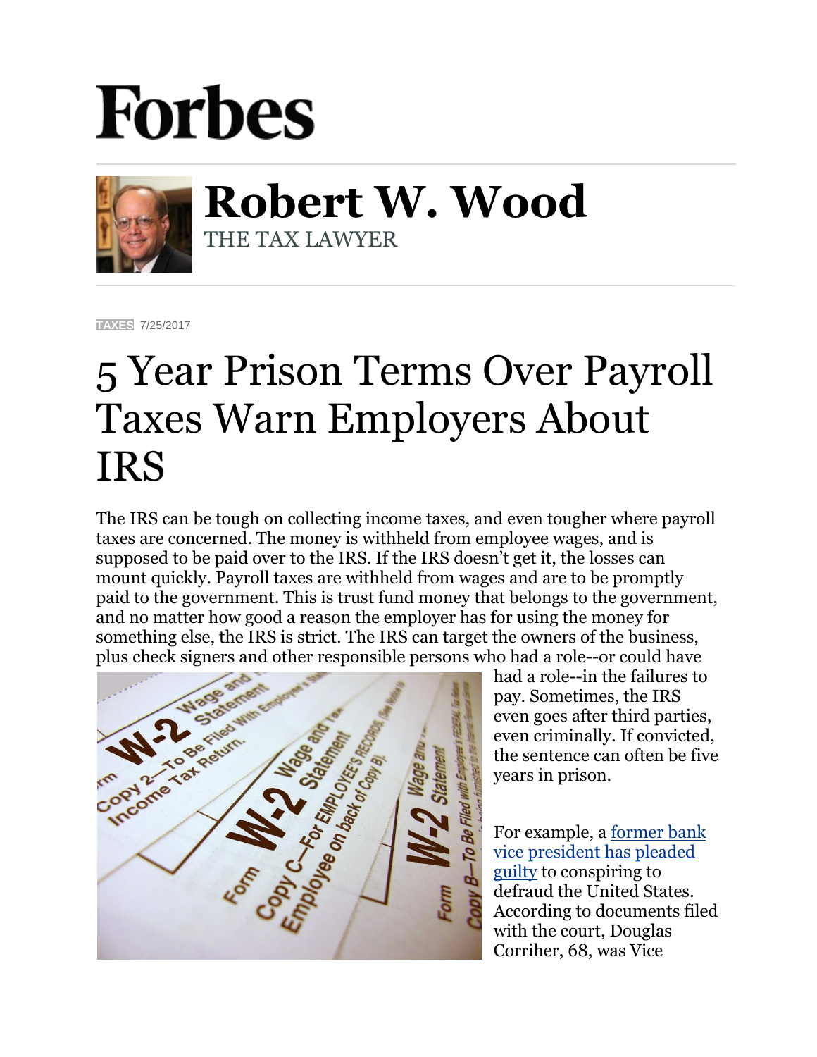Forbes

**Robert W. Wood**
THE TAX LAWYER

TAXES 7/25/2017

# 5 Year Prison Terms Over Payroll Taxes Warn Employers About IRS

The IRS can be tough on collecting income taxes, and even tougher where payroll taxes are concerned. The money is withheld from employee wages, and is supposed to be paid over to the IRS. If the IRS doesn't get it, the losses can mount quickly. Payroll taxes are withheld from wages and are to be promptly paid to the government. This is trust fund money that belongs to the government, and no matter how good a reason the employer has for using the money for something else, the IRS is strict. The IRS can target the owners of the business, plus check signers and other responsible persons who had a role--or could have had a role--in the failures to pay. Sometimes, the IRS even goes after third parties, even criminally. If convicted, the sentence can often be five years in prison.

For example, a [former bank vice president has pleaded guilty]() to conspiring to defraud the United States. According to documents filed with the court, Douglas Corriher, 68, was Vice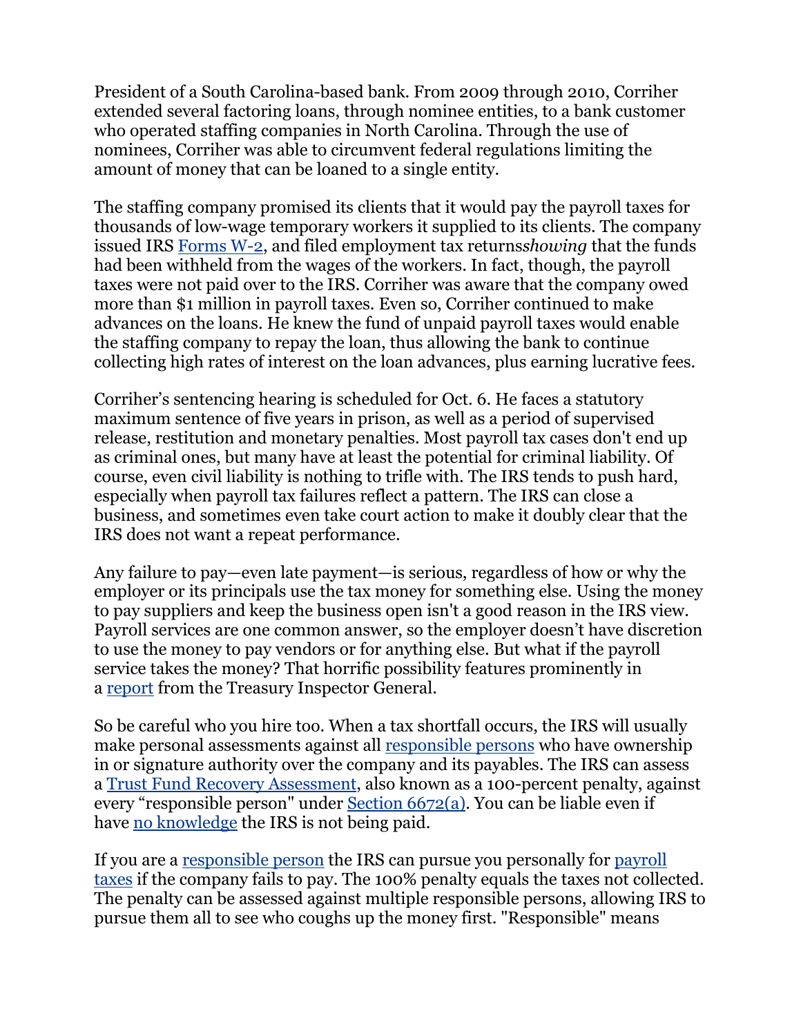President of a South Carolina-based bank. From 2009 through 2010, Corriher extended several factoring loans, through nominee entities, to a bank customer who operated staffing companies in North Carolina. Through the use of nominees, Corriher was able to circumvent federal regulations limiting the amount of money that can be loaned to a single entity.

The staffing company promised its clients that it would pay the payroll taxes for thousands of low-wage temporary workers it supplied to its clients. The company issued IRS Forms W-2, and filed employment tax returns*showing* that the funds had been withheld from the wages of the workers. In fact, though, the payroll taxes were not paid over to the IRS. Corriher was aware that the company owed more than $1 million in payroll taxes. Even so, Corriher continued to make advances on the loans. He knew the fund of unpaid payroll taxes would enable the staffing company to repay the loan, thus allowing the bank to continue collecting high rates of interest on the loan advances, plus earning lucrative fees.

Corriher's sentencing hearing is scheduled for Oct. 6. He faces a statutory maximum sentence of five years in prison, as well as a period of supervised release, restitution and monetary penalties. Most payroll tax cases don't end up as criminal ones, but many have at least the potential for criminal liability. Of course, even civil liability is nothing to trifle with. The IRS tends to push hard, especially when payroll tax failures reflect a pattern. The IRS can close a business, and sometimes even take court action to make it doubly clear that the IRS does not want a repeat performance.

Any failure to pay—even late payment—is serious, regardless of how or why the employer or its principals use the tax money for something else. Using the money to pay suppliers and keep the business open isn't a good reason in the IRS view. Payroll services are one common answer, so the employer doesn't have discretion to use the money to pay vendors or for anything else. But what if the payroll service takes the money? That horrific possibility features prominently in a report from the Treasury Inspector General.

So be careful who you hire too. When a tax shortfall occurs, the IRS will usually make personal assessments against all responsible persons who have ownership in or signature authority over the company and its payables. The IRS can assess a Trust Fund Recovery Assessment, also known as a 100-percent penalty, against every "responsible person" under Section 6672(a). You can be liable even if have no knowledge the IRS is not being paid.

If you are a responsible person the IRS can pursue you personally for payroll taxes if the company fails to pay. The 100% penalty equals the taxes not collected. The penalty can be assessed against multiple responsible persons, allowing IRS to pursue them all to see who coughs up the money first. "Responsible" means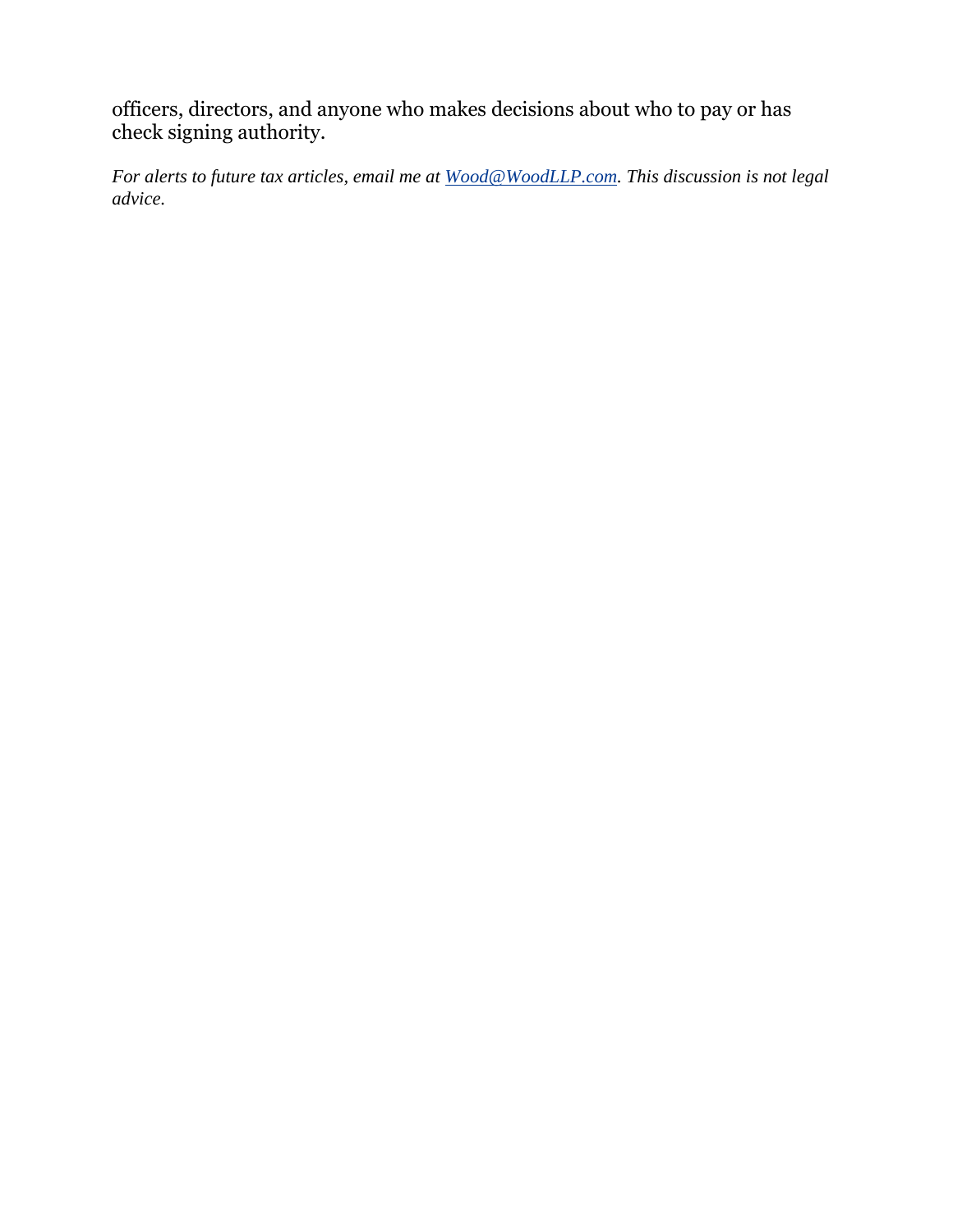officers, directors, and anyone who makes decisions about who to pay or has check signing authority.

*For alerts to future tax articles, email me at [Wood@WoodLLP.com](mailto:Wood@WoodLLP.com). This discussion is not legal advice.*